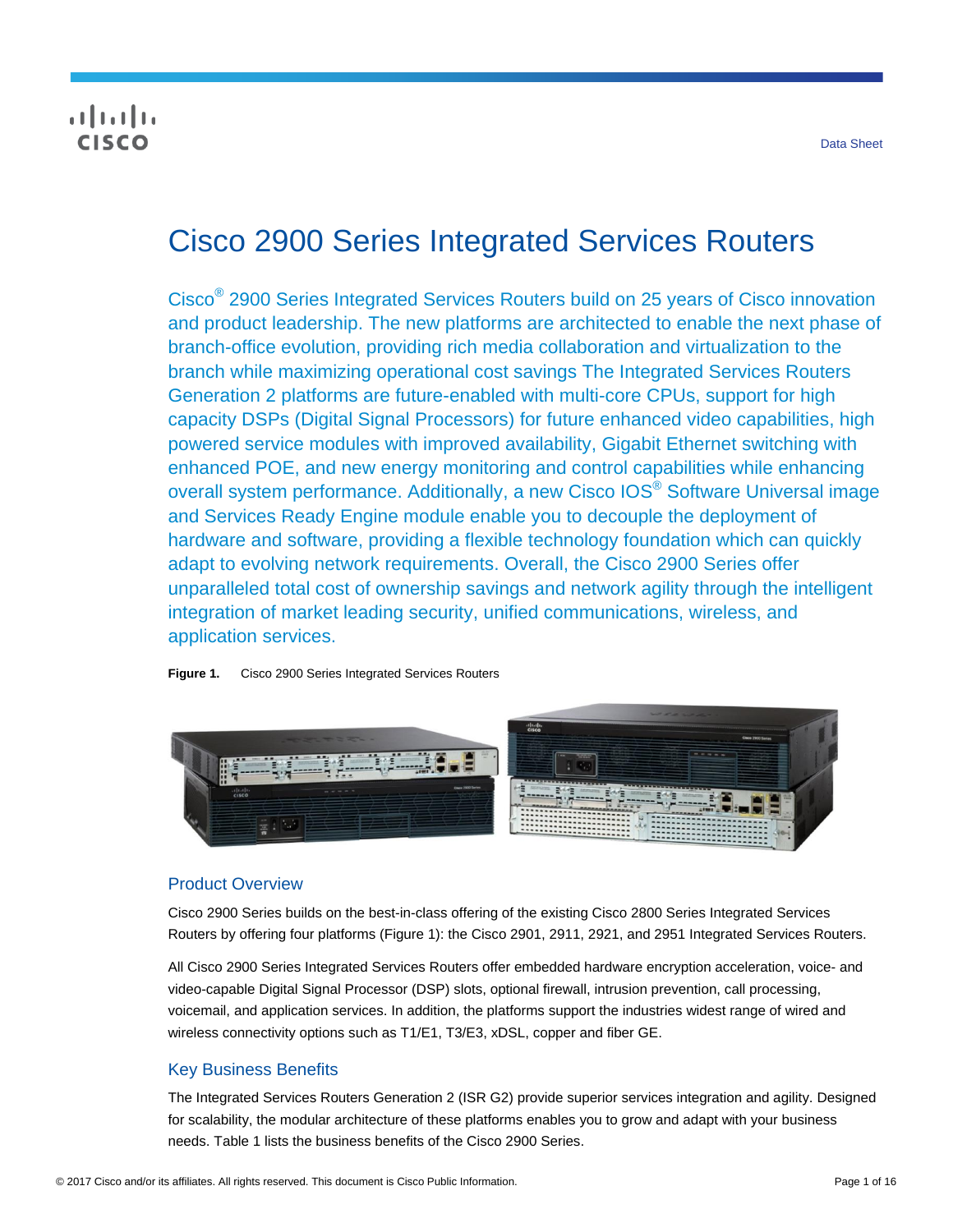Data Sheet

# Cisco 2900 Series Integrated Services Routers

Cisco® 2900 Series Integrated Services Routers build on 25 years of Cisco innovation and product leadership. The new platforms are architected to enable the next phase of branch-office evolution, providing rich media collaboration and virtualization to the branch while maximizing operational cost savings The Integrated Services Routers Generation 2 platforms are future-enabled with multi-core CPUs, support for high capacity DSPs (Digital Signal Processors) for future enhanced video capabilities, high powered service modules with improved availability, Gigabit Ethernet switching with enhanced POE, and new energy monitoring and control capabilities while enhancing overall system performance. Additionally, a new Cisco IOS® Software Universal image and Services Ready Engine module enable you to decouple the deployment of hardware and software, providing a flexible technology foundation which can quickly adapt to evolving network requirements. Overall, the Cisco 2900 Series offer unparalleled total cost of ownership savings and network agility through the intelligent integration of market leading security, unified communications, wireless, and application services.

**Figure 1.** Cisco 2900 Series Integrated Services Routers

## Product Overview

Cisco 2900 Series builds on the best-in-class offering of the existing Cisco 2800 Series Integrated Services Routers by offering four platforms (Figure 1): the Cisco 2901, 2911, 2921, and 2951 Integrated Services Routers.

All Cisco 2900 Series Integrated Services Routers offer embedded hardware encryption acceleration, voice- and video-capable Digital Signal Processor (DSP) slots, optional firewall, intrusion prevention, call processing, voicemail, and application services. In addition, the platforms support the industries widest range of wired and wireless connectivity options such as T1/E1, T3/E3, xDSL, copper and fiber GE.

## Key Business Benefits

The Integrated Services Routers Generation 2 (ISR G2) provide superior services integration and agility. Designed for scalability, the modular architecture of these platforms enables you to grow and adapt with your business needs. Table 1 lists the business benefits of the Cisco 2900 Series.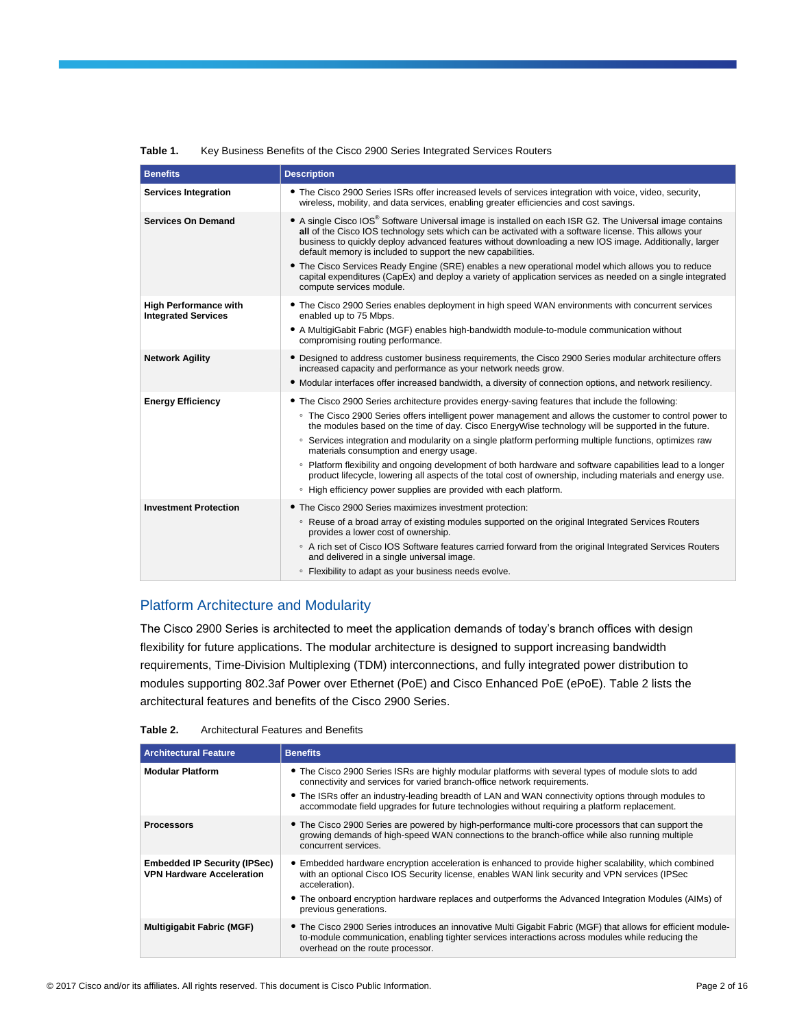**Table 1.** Key Business Benefits of the Cisco 2900 Series Integrated Services Routers

| Benefits | Description |
| --- | --- |
| **Services Integration** | • The Cisco 2900 Series ISRs offer increased levels of services integration with voice, video, security, wireless, mobility, and data services, enabling greater efficiencies and cost savings. |
| **Services On Demand** | • A single Cisco IOS® Software Universal image is installed on each ISR G2. The Universal image contains **all** of the Cisco IOS technology sets which can be activated with a software license. This allows your business to quickly deploy advanced features without downloading a new IOS image. Additionally, larger default memory is included to support the new capabilities.<br>• The Cisco Services Ready Engine (SRE) enables a new operational model which allows you to reduce capital expenditures (CapEx) and deploy a variety of application services as needed on a single integrated compute services module. |
| **High Performance with Integrated Services** | • The Cisco 2900 Series enables deployment in high speed WAN environments with concurrent services enabled up to 75 Mbps.<br>• A MultigiGabit Fabric (MGF) enables high-bandwidth module-to-module communication without compromising routing performance. |
| **Network Agility** | • Designed to address customer business requirements, the Cisco 2900 Series modular architecture offers increased capacity and performance as your network needs grow.<br>• Modular interfaces offer increased bandwidth, a diversity of connection options, and network resiliency. |
| **Energy Efficiency** | • The Cisco 2900 Series architecture provides energy-saving features that include the following:<br>◦ The Cisco 2900 Series offers intelligent power management and allows the customer to control power to the modules based on the time of day. Cisco EnergyWise technology will be supported in the future.<br>◦ Services integration and modularity on a single platform performing multiple functions, optimizes raw materials consumption and energy usage.<br>◦ Platform flexibility and ongoing development of both hardware and software capabilities lead to a longer product lifecycle, lowering all aspects of the total cost of ownership, including materials and energy use.<br>◦ High efficiency power supplies are provided with each platform. |
| **Investment Protection** | • The Cisco 2900 Series maximizes investment protection:<br>◦ Reuse of a broad array of existing modules supported on the original Integrated Services Routers provides a lower cost of ownership.<br>◦ A rich set of Cisco IOS Software features carried forward from the original Integrated Services Routers and delivered in a single universal image.<br>◦ Flexibility to adapt as your business needs evolve. |

## Platform Architecture and Modularity

The Cisco 2900 Series is architected to meet the application demands of today's branch offices with design flexibility for future applications. The modular architecture is designed to support increasing bandwidth requirements, Time-Division Multiplexing (TDM) interconnections, and fully integrated power distribution to modules supporting 802.3af Power over Ethernet (PoE) and Cisco Enhanced PoE (ePoE). Table 2 lists the architectural features and benefits of the Cisco 2900 Series.

**Table 2.** Architectural Features and Benefits

| Architectural Feature | Benefits |
| --- | --- |
| **Modular Platform** | • The Cisco 2900 Series ISRs are highly modular platforms with several types of module slots to add connectivity and services for varied branch-office network requirements.<br>• The ISRs offer an industry-leading breadth of LAN and WAN connectivity options through modules to accommodate field upgrades for future technologies without requiring a platform replacement. |
| **Processors** | • The Cisco 2900 Series are powered by high-performance multi-core processors that can support the growing demands of high-speed WAN connections to the branch-office while also running multiple concurrent services. |
| **Embedded IP Security (IPSec) VPN Hardware Acceleration** | • Embedded hardware encryption acceleration is enhanced to provide higher scalability, which combined with an optional Cisco IOS Security license, enables WAN link security and VPN services (IPSec acceleration).<br>• The onboard encryption hardware replaces and outperforms the Advanced Integration Modules (AIMs) of previous generations. |
| **Multigigabit Fabric (MGF)** | • The Cisco 2900 Series introduces an innovative Multi Gigabit Fabric (MGF) that allows for efficient module-to-module communication, enabling tighter services interactions across modules while reducing the overhead on the route processor. |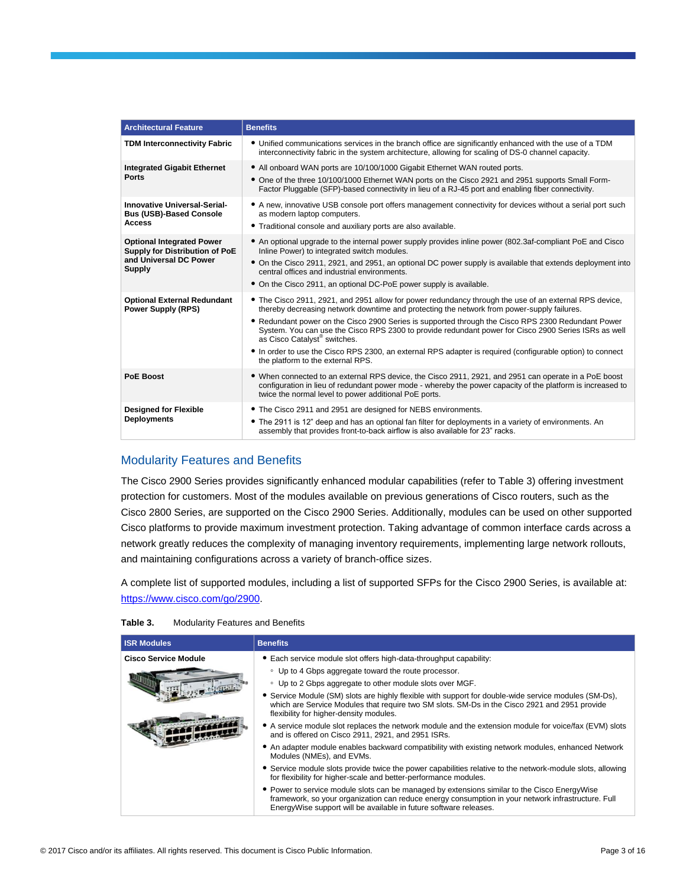| Architectural Feature | Benefits |
| --- | --- |
| **TDM Interconnectivity Fabric** | • Unified communications services in the branch office are significantly enhanced with the use of a TDM interconnectivity fabric in the system architecture, allowing for scaling of DS-0 channel capacity. |
| **Integrated Gigabit Ethernet Ports** | • All onboard WAN ports are 10/100/1000 Gigabit Ethernet WAN routed ports.<br>• One of the three 10/100/1000 Ethernet WAN ports on the Cisco 2921 and 2951 supports Small Form-Factor Pluggable (SFP)-based connectivity in lieu of a RJ-45 port and enabling fiber connectivity. |
| **Innovative Universal-Serial-Bus (USB)-Based Console Access** | • A new, innovative USB console port offers management connectivity for devices without a serial port such as modern laptop computers.<br>• Traditional console and auxiliary ports are also available. |
| **Optional Integrated Power Supply for Distribution of PoE and Universal DC Power Supply** | • An optional upgrade to the internal power supply provides inline power (802.3af-compliant PoE and Cisco Inline Power) to integrated switch modules.<br>• On the Cisco 2911, 2921, and 2951, an optional DC power supply is available that extends deployment into central offices and industrial environments.<br>• On the Cisco 2911, an optional DC-PoE power supply is available. |
| **Optional External Redundant Power Supply (RPS)** | • The Cisco 2911, 2921, and 2951 allow for power redundancy through the use of an external RPS device, thereby decreasing network downtime and protecting the network from power-supply failures.<br>• Redundant power on the Cisco 2900 Series is supported through the Cisco RPS 2300 Redundant Power System. You can use the Cisco RPS 2300 to provide redundant power for Cisco 2900 Series ISRs as well as Cisco Catalyst® switches.<br>• In order to use the Cisco RPS 2300, an external RPS adapter is required (configurable option) to connect the platform to the external RPS. |
| **PoE Boost** | • When connected to an external RPS device, the Cisco 2911, 2921, and 2951 can operate in a PoE boost configuration in lieu of redundant power mode - whereby the power capacity of the platform is increased to twice the normal level to power additional PoE ports. |
| **Designed for Flexible Deployments** | • The Cisco 2911 and 2951 are designed for NEBS environments.<br>• The 2911 is 12" deep and has an optional fan filter for deployments in a variety of environments. An assembly that provides front-to-back airflow is also available for 23" racks. |

## Modularity Features and Benefits

The Cisco 2900 Series provides significantly enhanced modular capabilities (refer to Table 3) offering investment protection for customers. Most of the modules available on previous generations of Cisco routers, such as the Cisco 2800 Series, are supported on the Cisco 2900 Series. Additionally, modules can be used on other supported Cisco platforms to provide maximum investment protection. Taking advantage of common interface cards across a network greatly reduces the complexity of managing inventory requirements, implementing large network rollouts, and maintaining configurations across a variety of branch-office sizes.

A complete list of supported modules, including a list of supported SFPs for the Cisco 2900 Series, is available at: https://www.cisco.com/go/2900.

**Table 3.** Modularity Features and Benefits

| ISR Modules | Benefits |
| --- | --- |
| **Cisco Service Module** | • Each service module slot offers high-data-throughput capability:<br>  ◦ Up to 4 Gbps aggregate toward the route processor.<br>  ◦ Up to 2 Gbps aggregate to other module slots over MGF.<br>• Service Module (SM) slots are highly flexible with support for double-wide service modules (SM-Ds), which are Service Modules that require two SM slots. SM-Ds in the Cisco 2921 and 2951 provide flexibility for higher-density modules.<br>• A service module slot replaces the network module and the extension module for voice/fax (EVM) slots and is offered on Cisco 2911, 2921, and 2951 ISRs.<br>• An adapter module enables backward compatibility with existing network modules, enhanced Network Modules (NMEs), and EVMs.<br>• Service module slots provide twice the power capabilities relative to the network-module slots, allowing for flexibility for higher-scale and better-performance modules.<br>• Power to service module slots can be managed by extensions similar to the Cisco EnergyWise framework, so your organization can reduce energy consumption in your network infrastructure. Full EnergyWise support will be available in future software releases. |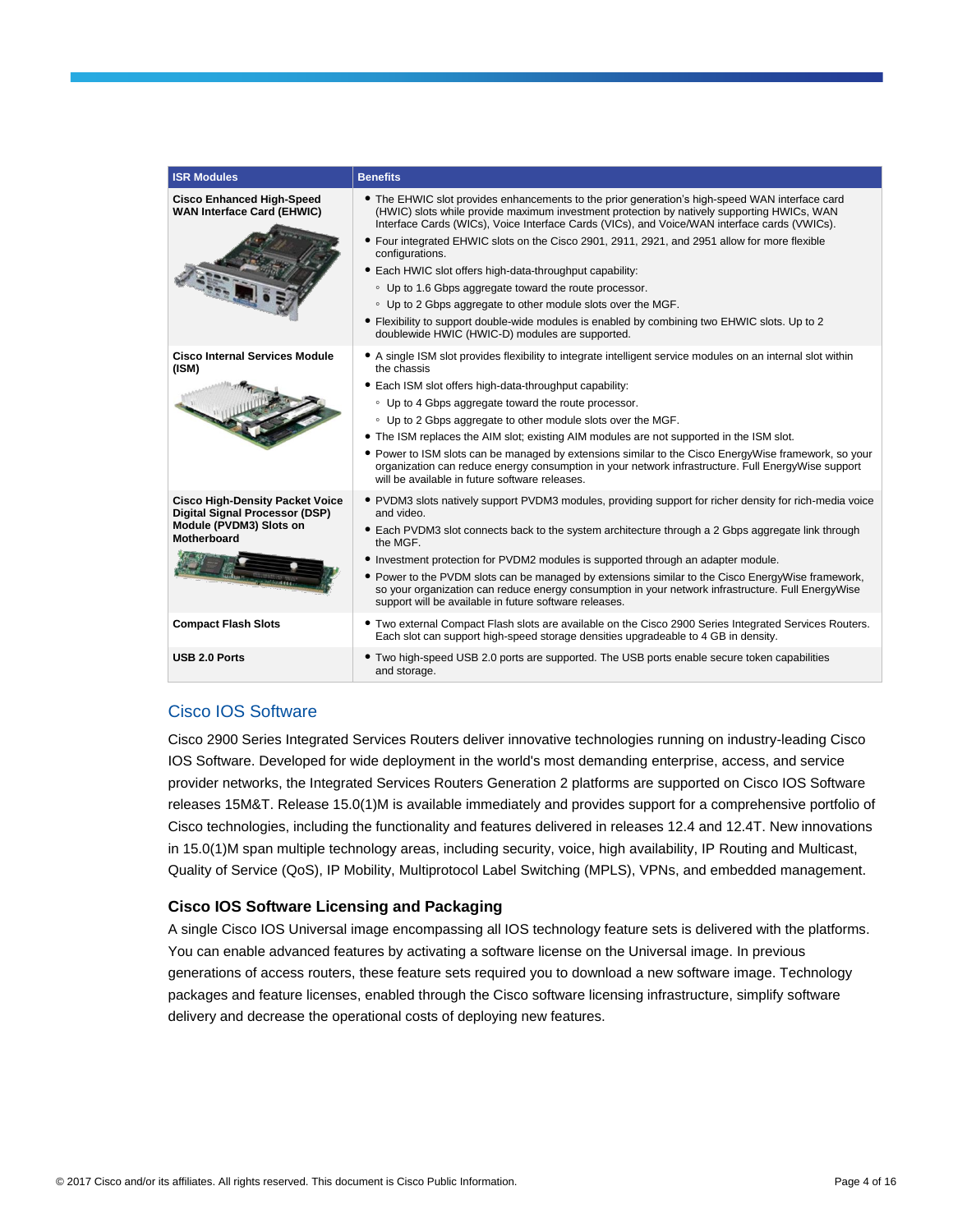| ISR Modules | Benefits |
| --- | --- |
| **Cisco Enhanced High-Speed WAN Interface Card (EHWIC)** | • The EHWIC slot provides enhancements to the prior generation's high-speed WAN interface card (HWIC) slots while provide maximum investment protection by natively supporting HWICs, WAN Interface Cards (WICs), Voice Interface Cards (VICs), and Voice/WAN interface cards (VWICs).<br>• Four integrated EHWIC slots on the Cisco 2901, 2911, 2921, and 2951 allow for more flexible configurations.<br>• Each HWIC slot offers high-data-throughput capability:<br>◦ Up to 1.6 Gbps aggregate toward the route processor.<br>◦ Up to 2 Gbps aggregate to other module slots over the MGF.<br>• Flexibility to support double-wide modules is enabled by combining two EHWIC slots. Up to 2 doublewide HWIC (HWIC-D) modules are supported. |
| **Cisco Internal Services Module (ISM)** | • A single ISM slot provides flexibility to integrate intelligent service modules on an internal slot within the chassis<br>• Each ISM slot offers high-data-throughput capability:<br>◦ Up to 4 Gbps aggregate toward the route processor.<br>◦ Up to 2 Gbps aggregate to other module slots over the MGF.<br>• The ISM replaces the AIM slot; existing AIM modules are not supported in the ISM slot.<br>• Power to ISM slots can be managed by extensions similar to the Cisco EnergyWise framework, so your organization can reduce energy consumption in your network infrastructure. Full EnergyWise support will be available in future software releases. |
| **Cisco High-Density Packet Voice Digital Signal Processor (DSP) Module (PVDM3) Slots on Motherboard** | • PVDM3 slots natively support PVDM3 modules, providing support for richer density for rich-media voice and video.<br>• Each PVDM3 slot connects back to the system architecture through a 2 Gbps aggregate link through the MGF.<br>• Investment protection for PVDM2 modules is supported through an adapter module.<br>• Power to the PVDM slots can be managed by extensions similar to the Cisco EnergyWise framework, so your organization can reduce energy consumption in your network infrastructure. Full EnergyWise support will be available in future software releases. |
| **Compact Flash Slots** | • Two external Compact Flash slots are available on the Cisco 2900 Series Integrated Services Routers. Each slot can support high-speed storage densities upgradeable to 4 GB in density. |
| **USB 2.0 Ports** | • Two high-speed USB 2.0 ports are supported. The USB ports enable secure token capabilities and storage. |

## Cisco IOS Software

Cisco 2900 Series Integrated Services Routers deliver innovative technologies running on industry-leading Cisco IOS Software. Developed for wide deployment in the world's most demanding enterprise, access, and service provider networks, the Integrated Services Routers Generation 2 platforms are supported on Cisco IOS Software releases 15M&T. Release 15.0(1)M is available immediately and provides support for a comprehensive portfolio of Cisco technologies, including the functionality and features delivered in releases 12.4 and 12.4T. New innovations in 15.0(1)M span multiple technology areas, including security, voice, high availability, IP Routing and Multicast, Quality of Service (QoS), IP Mobility, Multiprotocol Label Switching (MPLS), VPNs, and embedded management.

### Cisco IOS Software Licensing and Packaging

A single Cisco IOS Universal image encompassing all IOS technology feature sets is delivered with the platforms. You can enable advanced features by activating a software license on the Universal image. In previous generations of access routers, these feature sets required you to download a new software image. Technology packages and feature licenses, enabled through the Cisco software licensing infrastructure, simplify software delivery and decrease the operational costs of deploying new features.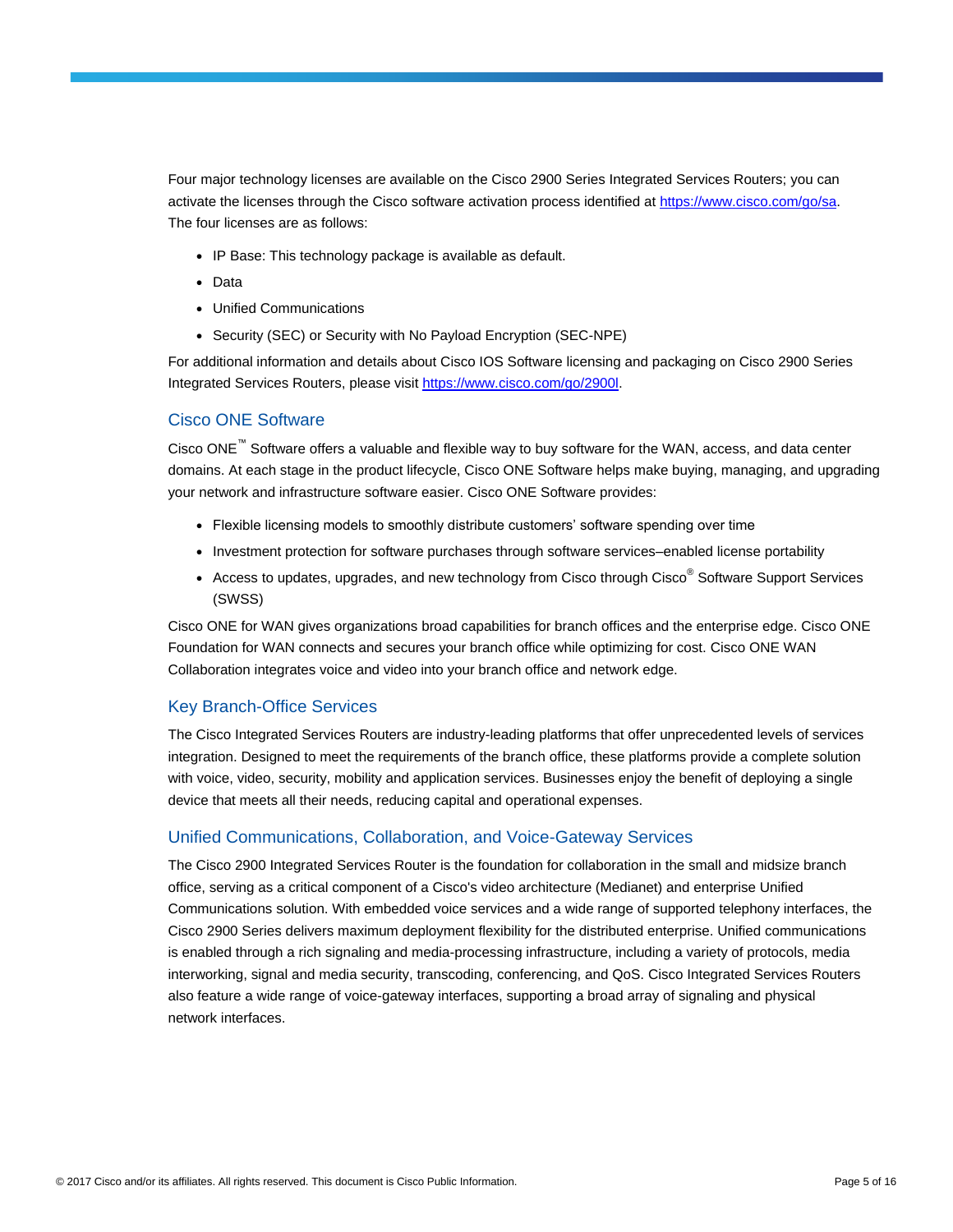Four major technology licenses are available on the Cisco 2900 Series Integrated Services Routers; you can activate the licenses through the Cisco software activation process identified at [https://www.cisco.com/go/sa](https://www.cisco.com/go/sa). The four licenses are as follows:

- IP Base: This technology package is available as default.
- Data
- Unified Communications
- Security (SEC) or Security with No Payload Encryption (SEC-NPE)

For additional information and details about Cisco IOS Software licensing and packaging on Cisco 2900 Series Integrated Services Routers, please visit [https://www.cisco.com/go/2900l](https://www.cisco.com/go/2900l).

## Cisco ONE Software

Cisco ONE™ Software offers a valuable and flexible way to buy software for the WAN, access, and data center domains. At each stage in the product lifecycle, Cisco ONE Software helps make buying, managing, and upgrading your network and infrastructure software easier. Cisco ONE Software provides:

- Flexible licensing models to smoothly distribute customers' software spending over time
- Investment protection for software purchases through software services–enabled license portability
- Access to updates, upgrades, and new technology from Cisco through Cisco® Software Support Services (SWSS)

Cisco ONE for WAN gives organizations broad capabilities for branch offices and the enterprise edge. Cisco ONE Foundation for WAN connects and secures your branch office while optimizing for cost. Cisco ONE WAN Collaboration integrates voice and video into your branch office and network edge.

## Key Branch-Office Services

The Cisco Integrated Services Routers are industry-leading platforms that offer unprecedented levels of services integration. Designed to meet the requirements of the branch office, these platforms provide a complete solution with voice, video, security, mobility and application services. Businesses enjoy the benefit of deploying a single device that meets all their needs, reducing capital and operational expenses.

## Unified Communications, Collaboration, and Voice-Gateway Services

The Cisco 2900 Integrated Services Router is the foundation for collaboration in the small and midsize branch office, serving as a critical component of a Cisco's video architecture (Medianet) and enterprise Unified Communications solution. With embedded voice services and a wide range of supported telephony interfaces, the Cisco 2900 Series delivers maximum deployment flexibility for the distributed enterprise. Unified communications is enabled through a rich signaling and media-processing infrastructure, including a variety of protocols, media interworking, signal and media security, transcoding, conferencing, and QoS. Cisco Integrated Services Routers also feature a wide range of voice-gateway interfaces, supporting a broad array of signaling and physical network interfaces.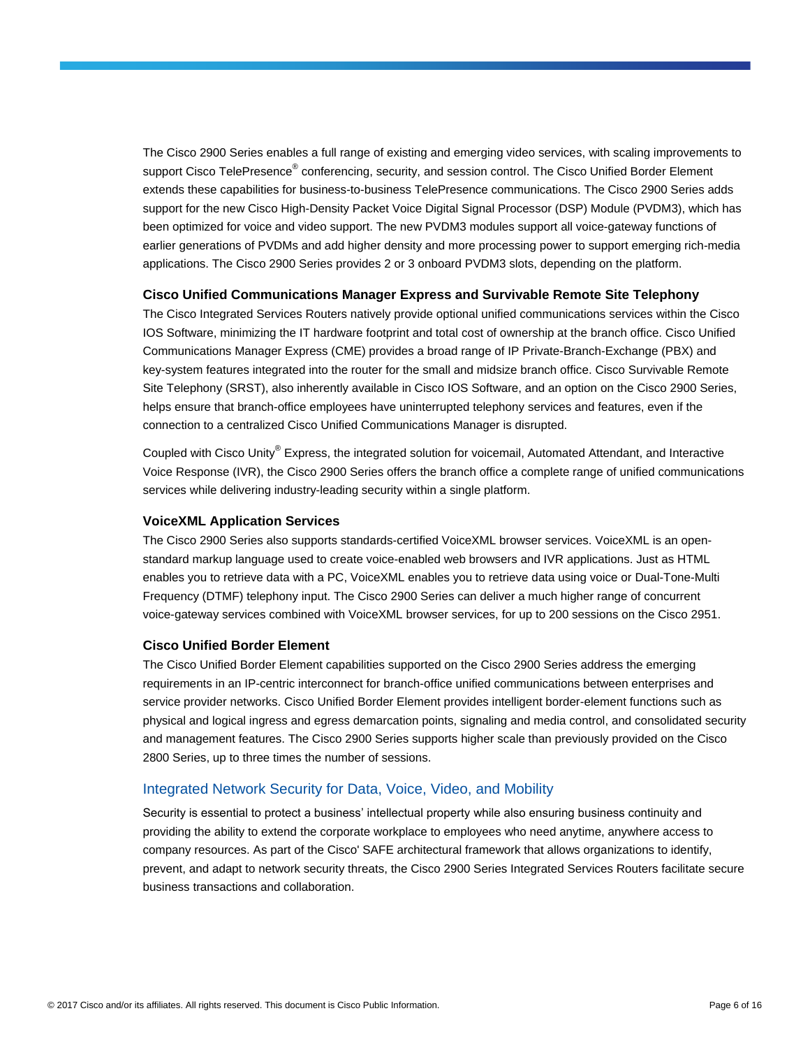The Cisco 2900 Series enables a full range of existing and emerging video services, with scaling improvements to support Cisco TelePresence® conferencing, security, and session control. The Cisco Unified Border Element extends these capabilities for business-to-business TelePresence communications. The Cisco 2900 Series adds support for the new Cisco High-Density Packet Voice Digital Signal Processor (DSP) Module (PVDM3), which has been optimized for voice and video support. The new PVDM3 modules support all voice-gateway functions of earlier generations of PVDMs and add higher density and more processing power to support emerging rich-media applications. The Cisco 2900 Series provides 2 or 3 onboard PVDM3 slots, depending on the platform.

#### Cisco Unified Communications Manager Express and Survivable Remote Site Telephony

The Cisco Integrated Services Routers natively provide optional unified communications services within the Cisco IOS Software, minimizing the IT hardware footprint and total cost of ownership at the branch office. Cisco Unified Communications Manager Express (CME) provides a broad range of IP Private-Branch-Exchange (PBX) and key-system features integrated into the router for the small and midsize branch office. Cisco Survivable Remote Site Telephony (SRST), also inherently available in Cisco IOS Software, and an option on the Cisco 2900 Series, helps ensure that branch-office employees have uninterrupted telephony services and features, even if the connection to a centralized Cisco Unified Communications Manager is disrupted.

Coupled with Cisco Unity® Express, the integrated solution for voicemail, Automated Attendant, and Interactive Voice Response (IVR), the Cisco 2900 Series offers the branch office a complete range of unified communications services while delivering industry-leading security within a single platform.

#### VoiceXML Application Services

The Cisco 2900 Series also supports standards-certified VoiceXML browser services. VoiceXML is an open-standard markup language used to create voice-enabled web browsers and IVR applications. Just as HTML enables you to retrieve data with a PC, VoiceXML enables you to retrieve data using voice or Dual-Tone-Multi Frequency (DTMF) telephony input. The Cisco 2900 Series can deliver a much higher range of concurrent voice-gateway services combined with VoiceXML browser services, for up to 200 sessions on the Cisco 2951.

#### Cisco Unified Border Element

The Cisco Unified Border Element capabilities supported on the Cisco 2900 Series address the emerging requirements in an IP-centric interconnect for branch-office unified communications between enterprises and service provider networks. Cisco Unified Border Element provides intelligent border-element functions such as physical and logical ingress and egress demarcation points, signaling and media control, and consolidated security and management features. The Cisco 2900 Series supports higher scale than previously provided on the Cisco 2800 Series, up to three times the number of sessions.

### Integrated Network Security for Data, Voice, Video, and Mobility

Security is essential to protect a business' intellectual property while also ensuring business continuity and providing the ability to extend the corporate workplace to employees who need anytime, anywhere access to company resources. As part of the Cisco' SAFE architectural framework that allows organizations to identify, prevent, and adapt to network security threats, the Cisco 2900 Series Integrated Services Routers facilitate secure business transactions and collaboration.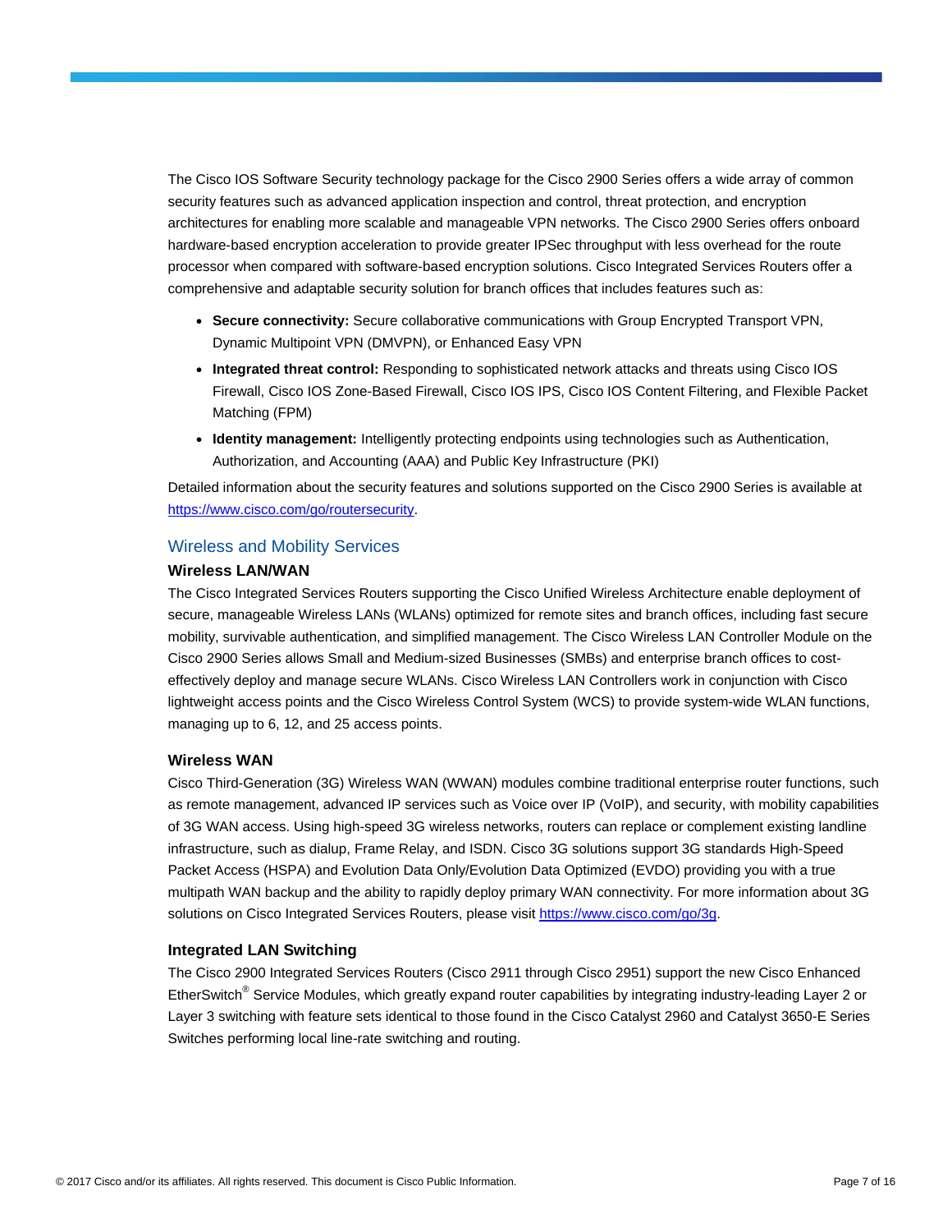The Cisco IOS Software Security technology package for the Cisco 2900 Series offers a wide array of common security features such as advanced application inspection and control, threat protection, and encryption architectures for enabling more scalable and manageable VPN networks. The Cisco 2900 Series offers onboard hardware-based encryption acceleration to provide greater IPSec throughput with less overhead for the route processor when compared with software-based encryption solutions. Cisco Integrated Services Routers offer a comprehensive and adaptable security solution for branch offices that includes features such as:

- **Secure connectivity:** Secure collaborative communications with Group Encrypted Transport VPN, Dynamic Multipoint VPN (DMVPN), or Enhanced Easy VPN
- **Integrated threat control:** Responding to sophisticated network attacks and threats using Cisco IOS Firewall, Cisco IOS Zone-Based Firewall, Cisco IOS IPS, Cisco IOS Content Filtering, and Flexible Packet Matching (FPM)
- **Identity management:** Intelligently protecting endpoints using technologies such as Authentication, Authorization, and Accounting (AAA) and Public Key Infrastructure (PKI)

Detailed information about the security features and solutions supported on the Cisco 2900 Series is available at https://www.cisco.com/go/routersecurity.

## Wireless and Mobility Services

### Wireless LAN/WAN

The Cisco Integrated Services Routers supporting the Cisco Unified Wireless Architecture enable deployment of secure, manageable Wireless LANs (WLANs) optimized for remote sites and branch offices, including fast secure mobility, survivable authentication, and simplified management. The Cisco Wireless LAN Controller Module on the Cisco 2900 Series allows Small and Medium-sized Businesses (SMBs) and enterprise branch offices to cost-effectively deploy and manage secure WLANs. Cisco Wireless LAN Controllers work in conjunction with Cisco lightweight access points and the Cisco Wireless Control System (WCS) to provide system-wide WLAN functions, managing up to 6, 12, and 25 access points.

### Wireless WAN

Cisco Third-Generation (3G) Wireless WAN (WWAN) modules combine traditional enterprise router functions, such as remote management, advanced IP services such as Voice over IP (VoIP), and security, with mobility capabilities of 3G WAN access. Using high-speed 3G wireless networks, routers can replace or complement existing landline infrastructure, such as dialup, Frame Relay, and ISDN. Cisco 3G solutions support 3G standards High-Speed Packet Access (HSPA) and Evolution Data Only/Evolution Data Optimized (EVDO) providing you with a true multipath WAN backup and the ability to rapidly deploy primary WAN connectivity. For more information about 3G solutions on Cisco Integrated Services Routers, please visit https://www.cisco.com/go/3g.

### Integrated LAN Switching

The Cisco 2900 Integrated Services Routers (Cisco 2911 through Cisco 2951) support the new Cisco Enhanced EtherSwitch® Service Modules, which greatly expand router capabilities by integrating industry-leading Layer 2 or Layer 3 switching with feature sets identical to those found in the Cisco Catalyst 2960 and Catalyst 3650-E Series Switches performing local line-rate switching and routing.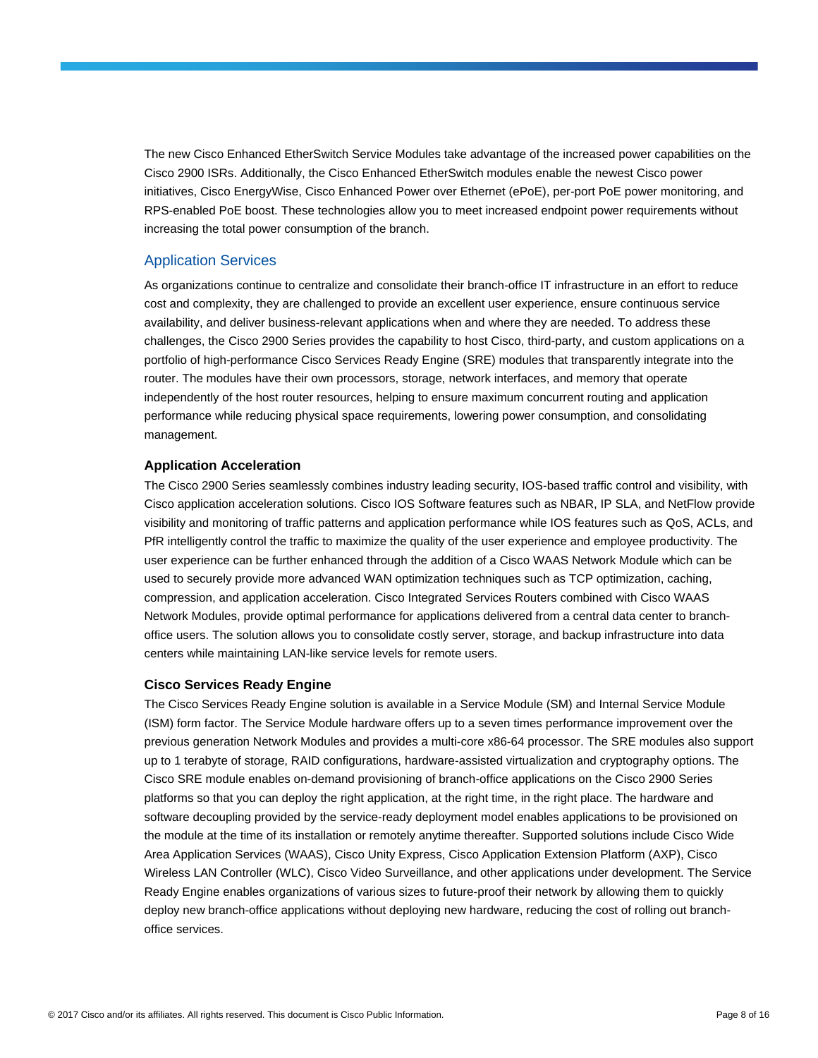The new Cisco Enhanced EtherSwitch Service Modules take advantage of the increased power capabilities on the Cisco 2900 ISRs. Additionally, the Cisco Enhanced EtherSwitch modules enable the newest Cisco power initiatives, Cisco EnergyWise, Cisco Enhanced Power over Ethernet (ePoE), per-port PoE power monitoring, and RPS-enabled PoE boost. These technologies allow you to meet increased endpoint power requirements without increasing the total power consumption of the branch.

## Application Services

As organizations continue to centralize and consolidate their branch-office IT infrastructure in an effort to reduce cost and complexity, they are challenged to provide an excellent user experience, ensure continuous service availability, and deliver business-relevant applications when and where they are needed. To address these challenges, the Cisco 2900 Series provides the capability to host Cisco, third-party, and custom applications on a portfolio of high-performance Cisco Services Ready Engine (SRE) modules that transparently integrate into the router. The modules have their own processors, storage, network interfaces, and memory that operate independently of the host router resources, helping to ensure maximum concurrent routing and application performance while reducing physical space requirements, lowering power consumption, and consolidating management.

### Application Acceleration

The Cisco 2900 Series seamlessly combines industry leading security, IOS-based traffic control and visibility, with Cisco application acceleration solutions. Cisco IOS Software features such as NBAR, IP SLA, and NetFlow provide visibility and monitoring of traffic patterns and application performance while IOS features such as QoS, ACLs, and PfR intelligently control the traffic to maximize the quality of the user experience and employee productivity. The user experience can be further enhanced through the addition of a Cisco WAAS Network Module which can be used to securely provide more advanced WAN optimization techniques such as TCP optimization, caching, compression, and application acceleration. Cisco Integrated Services Routers combined with Cisco WAAS Network Modules, provide optimal performance for applications delivered from a central data center to branch-office users. The solution allows you to consolidate costly server, storage, and backup infrastructure into data centers while maintaining LAN-like service levels for remote users.

### Cisco Services Ready Engine

The Cisco Services Ready Engine solution is available in a Service Module (SM) and Internal Service Module (ISM) form factor. The Service Module hardware offers up to a seven times performance improvement over the previous generation Network Modules and provides a multi-core x86-64 processor. The SRE modules also support up to 1 terabyte of storage, RAID configurations, hardware-assisted virtualization and cryptography options. The Cisco SRE module enables on-demand provisioning of branch-office applications on the Cisco 2900 Series platforms so that you can deploy the right application, at the right time, in the right place. The hardware and software decoupling provided by the service-ready deployment model enables applications to be provisioned on the module at the time of its installation or remotely anytime thereafter. Supported solutions include Cisco Wide Area Application Services (WAAS), Cisco Unity Express, Cisco Application Extension Platform (AXP), Cisco Wireless LAN Controller (WLC), Cisco Video Surveillance, and other applications under development. The Service Ready Engine enables organizations of various sizes to future-proof their network by allowing them to quickly deploy new branch-office applications without deploying new hardware, reducing the cost of rolling out branch-office services.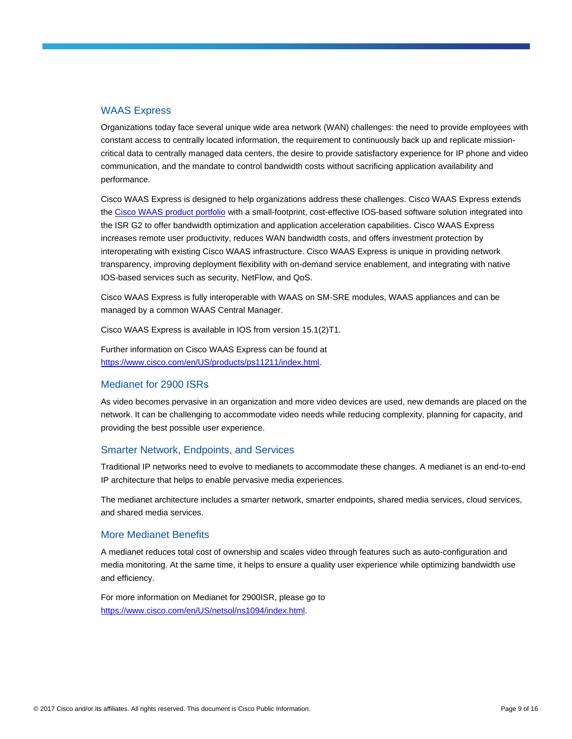## WAAS Express

Organizations today face several unique wide area network (WAN) challenges: the need to provide employees with constant access to centrally located information, the requirement to continuously back up and replicate mission-critical data to centrally managed data centers, the desire to provide satisfactory experience for IP phone and video communication, and the mandate to control bandwidth costs without sacrificing application availability and performance.

Cisco WAAS Express is designed to help organizations address these challenges. Cisco WAAS Express extends the [Cisco WAAS product portfolio](https://www.cisco.com/en/US/products/ps6870/index.html) with a small-footprint, cost-effective IOS-based software solution integrated into the ISR G2 to offer bandwidth optimization and application acceleration capabilities. Cisco WAAS Express increases remote user productivity, reduces WAN bandwidth costs, and offers investment protection by interoperating with existing Cisco WAAS infrastructure. Cisco WAAS Express is unique in providing network transparency, improving deployment flexibility with on-demand service enablement, and integrating with native IOS-based services such as security, NetFlow, and QoS.

Cisco WAAS Express is fully interoperable with WAAS on SM-SRE modules, WAAS appliances and can be managed by a common WAAS Central Manager.

Cisco WAAS Express is available in IOS from version 15.1(2)T1.

Further information on Cisco WAAS Express can be found at https://www.cisco.com/en/US/products/ps11211/index.html.

## Medianet for 2900 ISRs

As video becomes pervasive in an organization and more video devices are used, new demands are placed on the network. It can be challenging to accommodate video needs while reducing complexity, planning for capacity, and providing the best possible user experience.

## Smarter Network, Endpoints, and Services

Traditional IP networks need to evolve to medianets to accommodate these changes. A medianet is an end-to-end IP architecture that helps to enable pervasive media experiences.

The medianet architecture includes a smarter network, smarter endpoints, shared media services, cloud services, and shared media services.

## More Medianet Benefits

A medianet reduces total cost of ownership and scales video through features such as auto-configuration and media monitoring. At the same time, it helps to ensure a quality user experience while optimizing bandwidth use and efficiency.

For more information on Medianet for 2900ISR, please go to https://www.cisco.com/en/US/netsol/ns1094/index.html.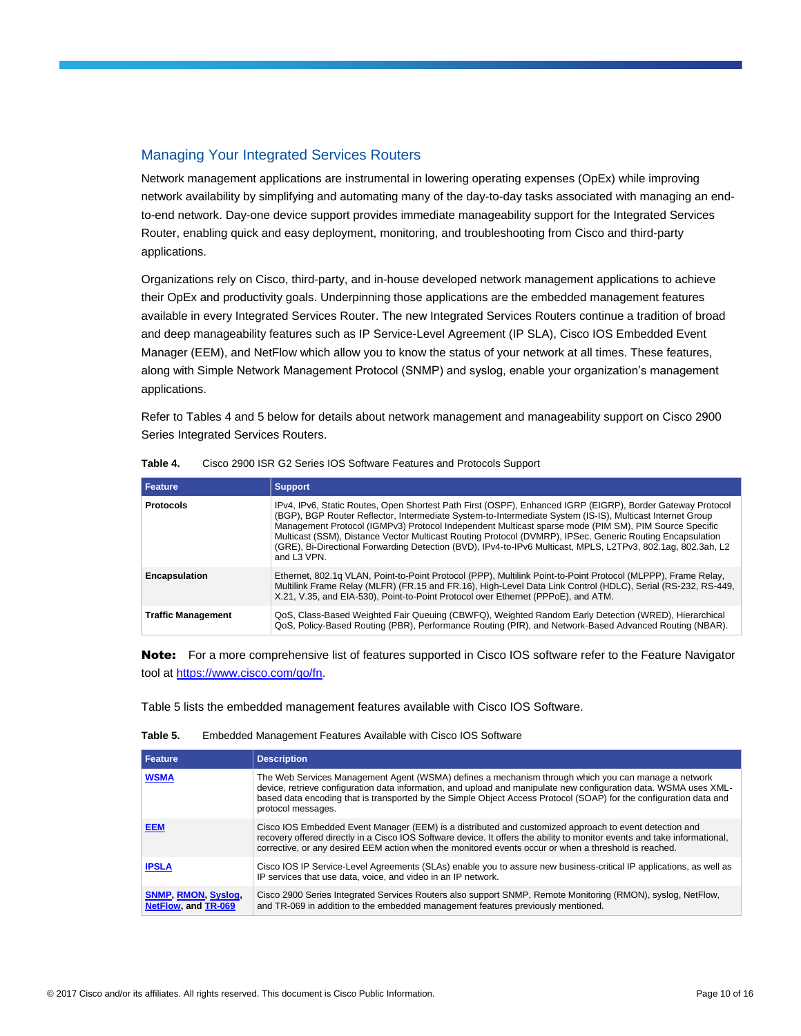## Managing Your Integrated Services Routers

Network management applications are instrumental in lowering operating expenses (OpEx) while improving network availability by simplifying and automating many of the day-to-day tasks associated with managing an end-to-end network. Day-one device support provides immediate manageability support for the Integrated Services Router, enabling quick and easy deployment, monitoring, and troubleshooting from Cisco and third-party applications.

Organizations rely on Cisco, third-party, and in-house developed network management applications to achieve their OpEx and productivity goals. Underpinning those applications are the embedded management features available in every Integrated Services Router. The new Integrated Services Routers continue a tradition of broad and deep manageability features such as IP Service-Level Agreement (IP SLA), Cisco IOS Embedded Event Manager (EEM), and NetFlow which allow you to know the status of your network at all times. These features, along with Simple Network Management Protocol (SNMP) and syslog, enable your organization's management applications.

Refer to Tables 4 and 5 below for details about network management and manageability support on Cisco 2900 Series Integrated Services Routers.

**Table 4.** Cisco 2900 ISR G2 Series IOS Software Features and Protocols Support

| Feature | Support |
|---|---|
| **Protocols** | IPv4, IPv6, Static Routes, Open Shortest Path First (OSPF), Enhanced IGRP (EIGRP), Border Gateway Protocol (BGP), BGP Router Reflector, Intermediate System-to-Intermediate System (IS-IS), Multicast Internet Group Management Protocol (IGMPv3) Protocol Independent Multicast sparse mode (PIM SM), PIM Source Specific Multicast (SSM), Distance Vector Multicast Routing Protocol (DVMRP), IPSec, Generic Routing Encapsulation (GRE), Bi-Directional Forwarding Detection (BVD), IPv4-to-IPv6 Multicast, MPLS, L2TPv3, 802.1ag, 802.3ah, L2 and L3 VPN. |
| **Encapsulation** | Ethernet, 802.1q VLAN, Point-to-Point Protocol (PPP), Multilink Point-to-Point Protocol (MLPPP), Frame Relay, Multilink Frame Relay (MLFR) (FR.15 and FR.16), High-Level Data Link Control (HDLC), Serial (RS-232, RS-449, X.21, V.35, and EIA-530), Point-to-Point Protocol over Ethernet (PPPoE), and ATM. |
| **Traffic Management** | QoS, Class-Based Weighted Fair Queuing (CBWFQ), Weighted Random Early Detection (WRED), Hierarchical QoS, Policy-Based Routing (PBR), Performance Routing (PfR), and Network-Based Advanced Routing (NBAR). |

**Note:** For a more comprehensive list of features supported in Cisco IOS software refer to the Feature Navigator tool at https://www.cisco.com/go/fn.

Table 5 lists the embedded management features available with Cisco IOS Software.

**Table 5.** Embedded Management Features Available with Cisco IOS Software

| Feature | Description |
|---|---|
| **WSMA** | The Web Services Management Agent (WSMA) defines a mechanism through which you can manage a network device, retrieve configuration data information, and upload and manipulate new configuration data. WSMA uses XML-based data encoding that is transported by the Simple Object Access Protocol (SOAP) for the configuration data and protocol messages. |
| **EEM** | Cisco IOS Embedded Event Manager (EEM) is a distributed and customized approach to event detection and recovery offered directly in a Cisco IOS Software device. It offers the ability to monitor events and take informational, corrective, or any desired EEM action when the monitored events occur or when a threshold is reached. |
| **IPSLA** | Cisco IOS IP Service-Level Agreements (SLAs) enable you to assure new business-critical IP applications, as well as IP services that use data, voice, and video in an IP network. |
| **SNMP, RMON, Syslog, NetFlow, and TR-069** | Cisco 2900 Series Integrated Services Routers also support SNMP, Remote Monitoring (RMON), syslog, NetFlow, and TR-069 in addition to the embedded management features previously mentioned. |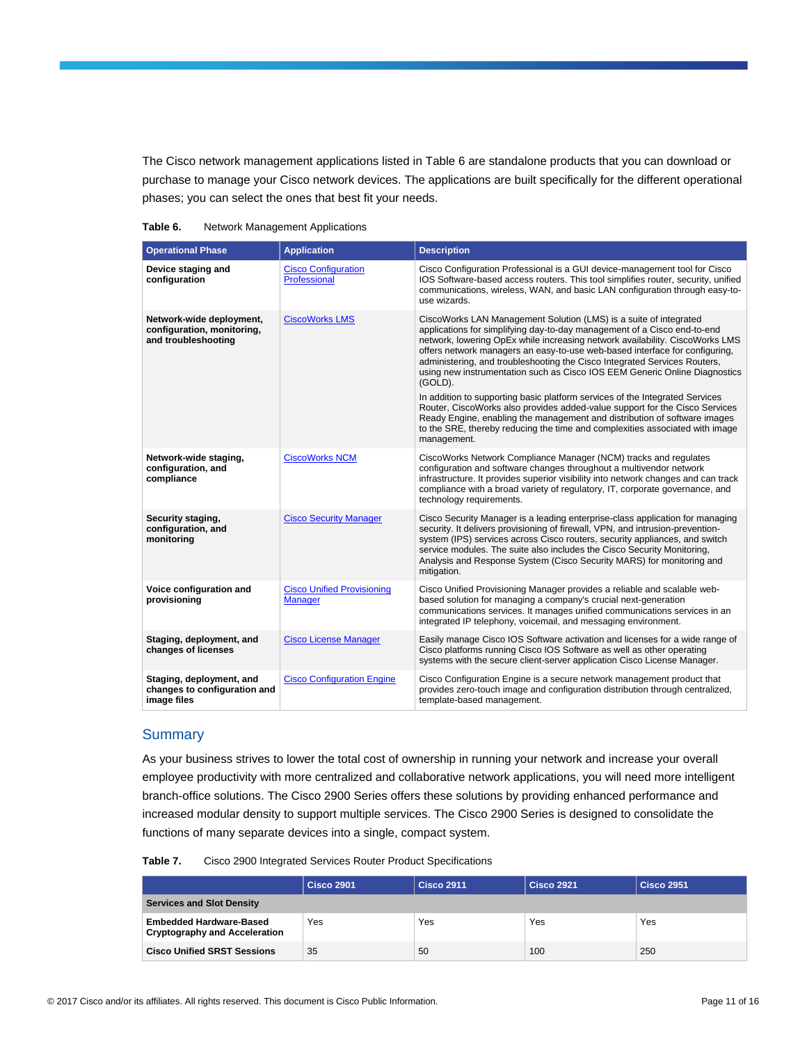The Cisco network management applications listed in Table 6 are standalone products that you can download or purchase to manage your Cisco network devices. The applications are built specifically for the different operational phases; you can select the ones that best fit your needs.

**Table 6.** Network Management Applications

| Operational Phase | Application | Description |
| --- | --- | --- |
| **Device staging and configuration** | Cisco Configuration Professional | Cisco Configuration Professional is a GUI device-management tool for Cisco IOS Software-based access routers. This tool simplifies router, security, unified communications, wireless, WAN, and basic LAN configuration through easy-to-use wizards. |
| **Network-wide deployment, configuration, monitoring, and troubleshooting** | CiscoWorks LMS | CiscoWorks LAN Management Solution (LMS) is a suite of integrated applications for simplifying day-to-day management of a Cisco end-to-end network, lowering OpEx while increasing network availability. CiscoWorks LMS offers network managers an easy-to-use web-based interface for configuring, administering, and troubleshooting the Cisco Integrated Services Routers, using new instrumentation such as Cisco IOS EEM Generic Online Diagnostics (GOLD).<br><br>In addition to supporting basic platform services of the Integrated Services Router, CiscoWorks also provides added-value support for the Cisco Services Ready Engine, enabling the management and distribution of software images to the SRE, thereby reducing the time and complexities associated with image management. |
| **Network-wide staging, configuration, and compliance** | CiscoWorks NCM | CiscoWorks Network Compliance Manager (NCM) tracks and regulates configuration and software changes throughout a multivendor network infrastructure. It provides superior visibility into network changes and can track compliance with a broad variety of regulatory, IT, corporate governance, and technology requirements. |
| **Security staging, configuration, and monitoring** | Cisco Security Manager | Cisco Security Manager is a leading enterprise-class application for managing security. It delivers provisioning of firewall, VPN, and intrusion-prevention-system (IPS) services across Cisco routers, security appliances, and switch service modules. The suite also includes the Cisco Security Monitoring, Analysis and Response System (Cisco Security MARS) for monitoring and mitigation. |
| **Voice configuration and provisioning** | Cisco Unified Provisioning Manager | Cisco Unified Provisioning Manager provides a reliable and scalable web-based solution for managing a company's crucial next-generation communications services. It manages unified communications services in an integrated IP telephony, voicemail, and messaging environment. |
| **Staging, deployment, and changes of licenses** | Cisco License Manager | Easily manage Cisco IOS Software activation and licenses for a wide range of Cisco platforms running Cisco IOS Software as well as other operating systems with the secure client-server application Cisco License Manager. |
| **Staging, deployment, and changes to configuration and image files** | Cisco Configuration Engine | Cisco Configuration Engine is a secure network management product that provides zero-touch image and configuration distribution through centralized, template-based management. |

## Summary

As your business strives to lower the total cost of ownership in running your network and increase your overall employee productivity with more centralized and collaborative network applications, you will need more intelligent branch-office solutions. The Cisco 2900 Series offers these solutions by providing enhanced performance and increased modular density to support multiple services. The Cisco 2900 Series is designed to consolidate the functions of many separate devices into a single, compact system.

**Table 7.** Cisco 2900 Integrated Services Router Product Specifications

| | Cisco 2901 | Cisco 2911 | Cisco 2921 | Cisco 2951 |
| --- | --- | --- | --- | --- |
| **Services and Slot Density** | | | | |
| **Embedded Hardware-Based Cryptography and Acceleration** | Yes | Yes | Yes | Yes |
| **Cisco Unified SRST Sessions** | 35 | 50 | 100 | 250 |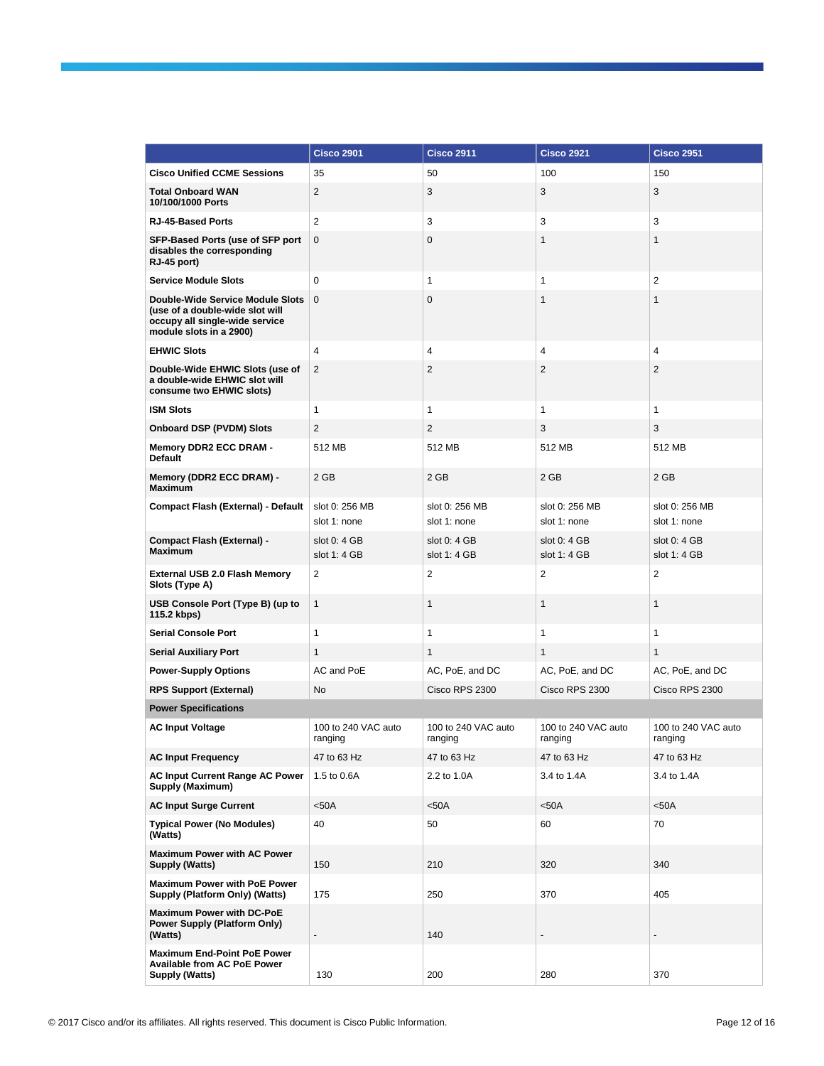| | Cisco 2901 | Cisco 2911 | Cisco 2921 | Cisco 2951 |
|---|---|---|---|---|
| **Cisco Unified CCME Sessions** | 35 | 50 | 100 | 150 |
| **Total Onboard WAN 10/100/1000 Ports** | 2 | 3 | 3 | 3 |
| **RJ-45-Based Ports** | 2 | 3 | 3 | 3 |
| **SFP-Based Ports (use of SFP port disables the corresponding RJ-45 port)** | 0 | 0 | 1 | 1 |
| **Service Module Slots** | 0 | 1 | 1 | 2 |
| **Double-Wide Service Module Slots (use of a double-wide slot will occupy all single-wide service module slots in a 2900)** | 0 | 0 | 1 | 1 |
| **EHWIC Slots** | 4 | 4 | 4 | 4 |
| **Double-Wide EHWIC Slots (use of a double-wide EHWIC slot will consume two EHWIC slots)** | 2 | 2 | 2 | 2 |
| **ISM Slots** | 1 | 1 | 1 | 1 |
| **Onboard DSP (PVDM) Slots** | 2 | 2 | 3 | 3 |
| **Memory DDR2 ECC DRAM - Default** | 512 MB | 512 MB | 512 MB | 512 MB |
| **Memory (DDR2 ECC DRAM) - Maximum** | 2 GB | 2 GB | 2 GB | 2 GB |
| **Compact Flash (External) - Default** | slot 0: 256 MB<br>slot 1: none | slot 0: 256 MB<br>slot 1: none | slot 0: 256 MB<br>slot 1: none | slot 0: 256 MB<br>slot 1: none |
| **Compact Flash (External) - Maximum** | slot 0: 4 GB<br>slot 1: 4 GB | slot 0: 4 GB<br>slot 1: 4 GB | slot 0: 4 GB<br>slot 1: 4 GB | slot 0: 4 GB<br>slot 1: 4 GB |
| **External USB 2.0 Flash Memory Slots (Type A)** | 2 | 2 | 2 | 2 |
| **USB Console Port (Type B) (up to 115.2 kbps)** | 1 | 1 | 1 | 1 |
| **Serial Console Port** | 1 | 1 | 1 | 1 |
| **Serial Auxiliary Port** | 1 | 1 | 1 | 1 |
| **Power-Supply Options** | AC and PoE | AC, PoE, and DC | AC, PoE, and DC | AC, PoE, and DC |
| **RPS Support (External)** | No | Cisco RPS 2300 | Cisco RPS 2300 | Cisco RPS 2300 |
| **Power Specifications** | | | | |
| **AC Input Voltage** | 100 to 240 VAC auto ranging | 100 to 240 VAC auto ranging | 100 to 240 VAC auto ranging | 100 to 240 VAC auto ranging |
| **AC Input Frequency** | 47 to 63 Hz | 47 to 63 Hz | 47 to 63 Hz | 47 to 63 Hz |
| **AC Input Current Range AC Power Supply (Maximum)** | 1.5 to 0.6A | 2.2 to 1.0A | 3.4 to 1.4A | 3.4 to 1.4A |
| **AC Input Surge Current** | <50A | <50A | <50A | <50A |
| **Typical Power (No Modules) (Watts)** | 40 | 50 | 60 | 70 |
| **Maximum Power with AC Power Supply (Watts)** | 150 | 210 | 320 | 340 |
| **Maximum Power with PoE Power Supply (Platform Only) (Watts)** | 175 | 250 | 370 | 405 |
| **Maximum Power with DC-PoE Power Supply (Platform Only) (Watts)** | - | 140 | - | - |
| **Maximum End-Point PoE Power Available from AC PoE Power Supply (Watts)** | 130 | 200 | 280 | 370 |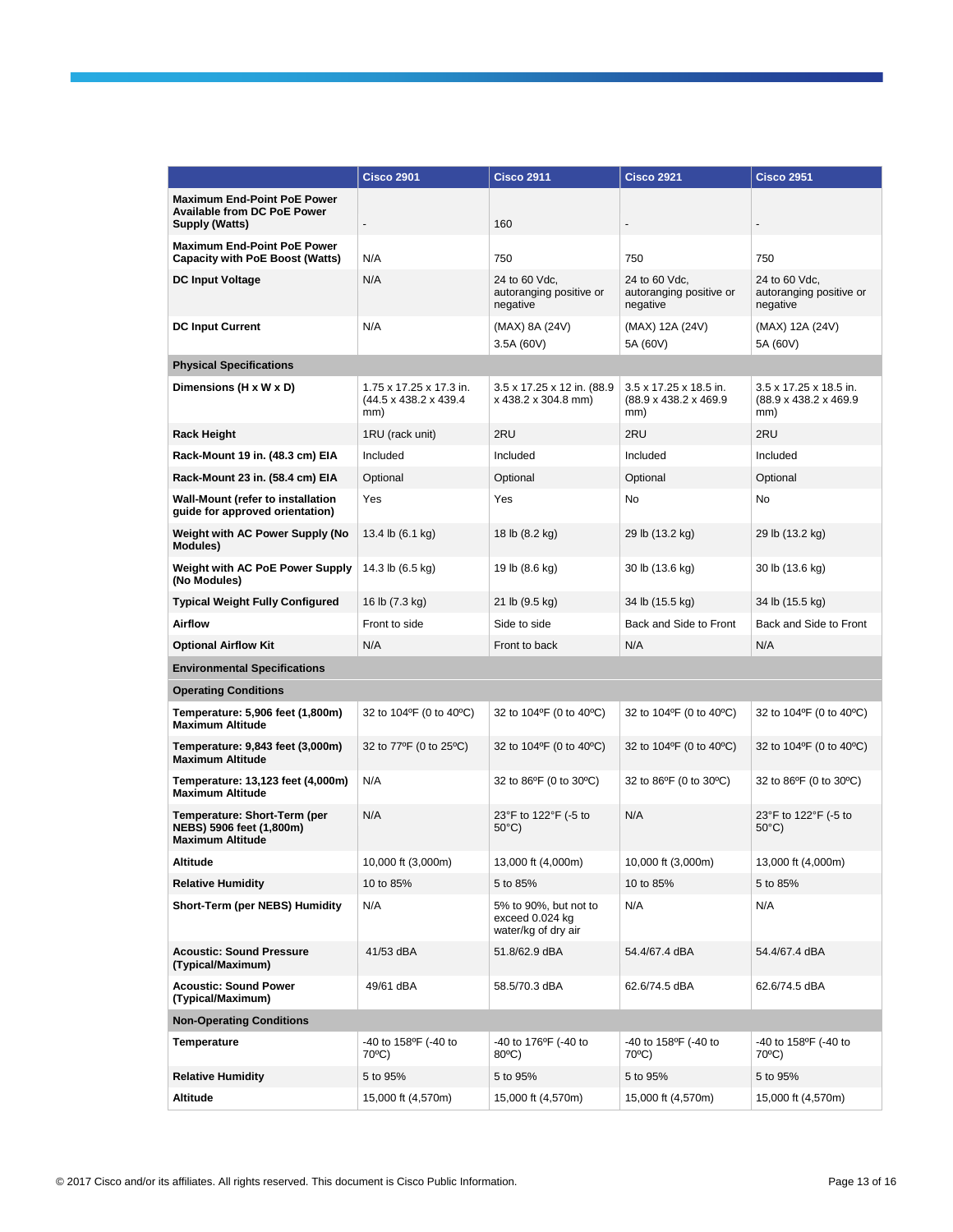| | Cisco 2901 | Cisco 2911 | Cisco 2921 | Cisco 2951 |
|---|---|---|---|---|
| **Maximum End-Point PoE Power Available from DC PoE Power Supply (Watts)** | - | 160 | - | - |
| **Maximum End-Point PoE Power Capacity with PoE Boost (Watts)** | N/A | 750 | 750 | 750 |
| **DC Input Voltage** | N/A | 24 to 60 Vdc, autoranging positive or negative | 24 to 60 Vdc, autoranging positive or negative | 24 to 60 Vdc, autoranging positive or negative |
| **DC Input Current** | N/A | (MAX) 8A (24V) 3.5A (60V) | (MAX) 12A (24V) 5A (60V) | (MAX) 12A (24V) 5A (60V) |
| **Physical Specifications** | | | | |
| **Dimensions (H x W x D)** | 1.75 x 17.25 x 17.3 in. (44.5 x 438.2 x 439.4 mm) | 3.5 x 17.25 x 12 in. (88.9 x 438.2 x 304.8 mm) | 3.5 x 17.25 x 18.5 in. (88.9 x 438.2 x 469.9 mm) | 3.5 x 17.25 x 18.5 in. (88.9 x 438.2 x 469.9 mm) |
| **Rack Height** | 1RU (rack unit) | 2RU | 2RU | 2RU |
| **Rack-Mount 19 in. (48.3 cm) EIA** | Included | Included | Included | Included |
| **Rack-Mount 23 in. (58.4 cm) EIA** | Optional | Optional | Optional | Optional |
| **Wall-Mount (refer to installation guide for approved orientation)** | Yes | Yes | No | No |
| **Weight with AC Power Supply (No Modules)** | 13.4 lb (6.1 kg) | 18 lb (8.2 kg) | 29 lb (13.2 kg) | 29 lb (13.2 kg) |
| **Weight with AC PoE Power Supply (No Modules)** | 14.3 lb (6.5 kg) | 19 lb (8.6 kg) | 30 lb (13.6 kg) | 30 lb (13.6 kg) |
| **Typical Weight Fully Configured** | 16 lb (7.3 kg) | 21 lb (9.5 kg) | 34 lb (15.5 kg) | 34 lb (15.5 kg) |
| **Airflow** | Front to side | Side to side | Back and Side to Front | Back and Side to Front |
| **Optional Airflow Kit** | N/A | Front to back | N/A | N/A |
| **Environmental Specifications** | | | | |
| **Operating Conditions** | | | | |
| **Temperature: 5,906 feet (1,800m) Maximum Altitude** | 32 to 104ºF (0 to 40ºC) | 32 to 104ºF (0 to 40ºC) | 32 to 104ºF (0 to 40ºC) | 32 to 104ºF (0 to 40ºC) |
| **Temperature: 9,843 feet (3,000m) Maximum Altitude** | 32 to 77ºF (0 to 25ºC) | 32 to 104ºF (0 to 40ºC) | 32 to 104ºF (0 to 40ºC) | 32 to 104ºF (0 to 40ºC) |
| **Temperature: 13,123 feet (4,000m) Maximum Altitude** | N/A | 32 to 86ºF (0 to 30ºC) | 32 to 86ºF (0 to 30ºC) | 32 to 86ºF (0 to 30ºC) |
| **Temperature: Short-Term (per NEBS) 5906 feet (1,800m) Maximum Altitude** | N/A | 23°F to 122°F (-5 to 50°C) | N/A | 23°F to 122°F (-5 to 50°C) |
| **Altitude** | 10,000 ft (3,000m) | 13,000 ft (4,000m) | 10,000 ft (3,000m) | 13,000 ft (4,000m) |
| **Relative Humidity** | 10 to 85% | 5 to 85% | 10 to 85% | 5 to 85% |
| **Short-Term (per NEBS) Humidity** | N/A | 5% to 90%, but not to exceed 0.024 kg water/kg of dry air | N/A | N/A |
| **Acoustic: Sound Pressure (Typical/Maximum)** | 41/53 dBA | 51.8/62.9 dBA | 54.4/67.4 dBA | 54.4/67.4 dBA |
| **Acoustic: Sound Power (Typical/Maximum)** | 49/61 dBA | 58.5/70.3 dBA | 62.6/74.5 dBA | 62.6/74.5 dBA |
| **Non-Operating Conditions** | | | | |
| **Temperature** | -40 to 158ºF (-40 to 70ºC) | -40 to 176ºF (-40 to 80ºC) | -40 to 158ºF (-40 to 70ºC) | -40 to 158ºF (-40 to 70ºC) |
| **Relative Humidity** | 5 to 95% | 5 to 95% | 5 to 95% | 5 to 95% |
| **Altitude** | 15,000 ft (4,570m) | 15,000 ft (4,570m) | 15,000 ft (4,570m) | 15,000 ft (4,570m) |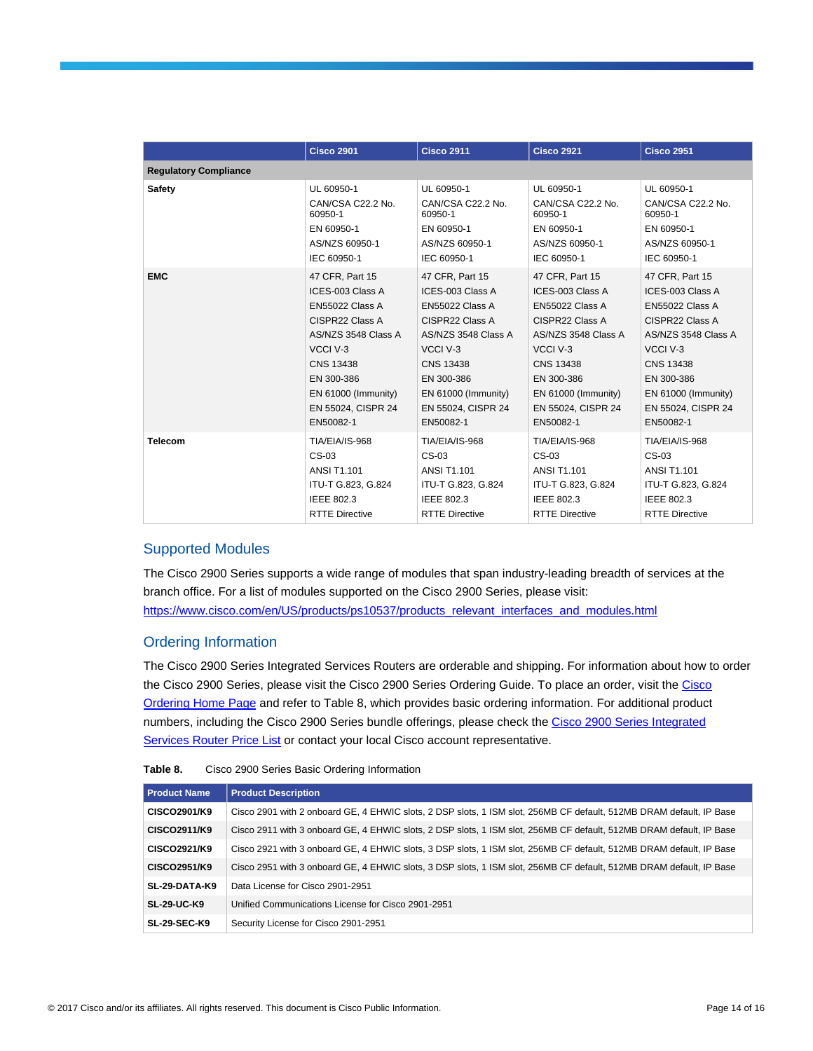| | Cisco 2901 | Cisco 2911 | Cisco 2921 | Cisco 2951 |
|---|---|---|---|---|
| **Regulatory Compliance** | | | | |
| **Safety** | UL 60950-1<br>CAN/CSA C22.2 No. 60950-1<br>EN 60950-1<br>AS/NZS 60950-1<br>IEC 60950-1 | UL 60950-1<br>CAN/CSA C22.2 No. 60950-1<br>EN 60950-1<br>AS/NZS 60950-1<br>IEC 60950-1 | UL 60950-1<br>CAN/CSA C22.2 No. 60950-1<br>EN 60950-1<br>AS/NZS 60950-1<br>IEC 60950-1 | UL 60950-1<br>CAN/CSA C22.2 No. 60950-1<br>EN 60950-1<br>AS/NZS 60950-1<br>IEC 60950-1 |
| **EMC** | 47 CFR, Part 15<br>ICES-003 Class A<br>EN55022 Class A<br>CISPR22 Class A<br>AS/NZS 3548 Class A<br>VCCI V-3<br>CNS 13438<br>EN 300-386<br>EN 61000 (Immunity)<br>EN 55024, CISPR 24<br>EN50082-1 | 47 CFR, Part 15<br>ICES-003 Class A<br>EN55022 Class A<br>CISPR22 Class A<br>AS/NZS 3548 Class A<br>VCCI V-3<br>CNS 13438<br>EN 300-386<br>EN 61000 (Immunity)<br>EN 55024, CISPR 24<br>EN50082-1 | 47 CFR, Part 15<br>ICES-003 Class A<br>EN55022 Class A<br>CISPR22 Class A<br>AS/NZS 3548 Class A<br>VCCI V-3<br>CNS 13438<br>EN 300-386<br>EN 61000 (Immunity)<br>EN 55024, CISPR 24<br>EN50082-1 | 47 CFR, Part 15<br>ICES-003 Class A<br>EN55022 Class A<br>CISPR22 Class A<br>AS/NZS 3548 Class A<br>VCCI V-3<br>CNS 13438<br>EN 300-386<br>EN 61000 (Immunity)<br>EN 55024, CISPR 24<br>EN50082-1 |
| **Telecom** | TIA/EIA/IS-968<br>CS-03<br>ANSI T1.101<br>ITU-T G.823, G.824<br>IEEE 802.3<br>RTTE Directive | TIA/EIA/IS-968<br>CS-03<br>ANSI T1.101<br>ITU-T G.823, G.824<br>IEEE 802.3<br>RTTE Directive | TIA/EIA/IS-968<br>CS-03<br>ANSI T1.101<br>ITU-T G.823, G.824<br>IEEE 802.3<br>RTTE Directive | TIA/EIA/IS-968<br>CS-03<br>ANSI T1.101<br>ITU-T G.823, G.824<br>IEEE 802.3<br>RTTE Directive |

## Supported Modules

The Cisco 2900 Series supports a wide range of modules that span industry-leading breadth of services at the branch office. For a list of modules supported on the Cisco 2900 Series, please visit: https://www.cisco.com/en/US/products/ps10537/products_relevant_interfaces_and_modules.html

## Ordering Information

The Cisco 2900 Series Integrated Services Routers are orderable and shipping. For information about how to order the Cisco 2900 Series, please visit the Cisco 2900 Series Ordering Guide. To place an order, visit the Cisco Ordering Home Page and refer to Table 8, which provides basic ordering information. For additional product numbers, including the Cisco 2900 Series bundle offerings, please check the Cisco 2900 Series Integrated Services Router Price List or contact your local Cisco account representative.

**Table 8.** Cisco 2900 Series Basic Ordering Information

| Product Name | Product Description |
|---|---|
| **CISCO2901/K9** | Cisco 2901 with 2 onboard GE, 4 EHWIC slots, 2 DSP slots, 1 ISM slot, 256MB CF default, 512MB DRAM default, IP Base |
| **CISCO2911/K9** | Cisco 2911 with 3 onboard GE, 4 EHWIC slots, 2 DSP slots, 1 ISM slot, 256MB CF default, 512MB DRAM default, IP Base |
| **CISCO2921/K9** | Cisco 2921 with 3 onboard GE, 4 EHWIC slots, 3 DSP slots, 1 ISM slot, 256MB CF default, 512MB DRAM default, IP Base |
| **CISCO2951/K9** | Cisco 2951 with 3 onboard GE, 4 EHWIC slots, 3 DSP slots, 1 ISM slot, 256MB CF default, 512MB DRAM default, IP Base |
| **SL-29-DATA-K9** | Data License for Cisco 2901-2951 |
| **SL-29-UC-K9** | Unified Communications License for Cisco 2901-2951 |
| **SL-29-SEC-K9** | Security License for Cisco 2901-2951 |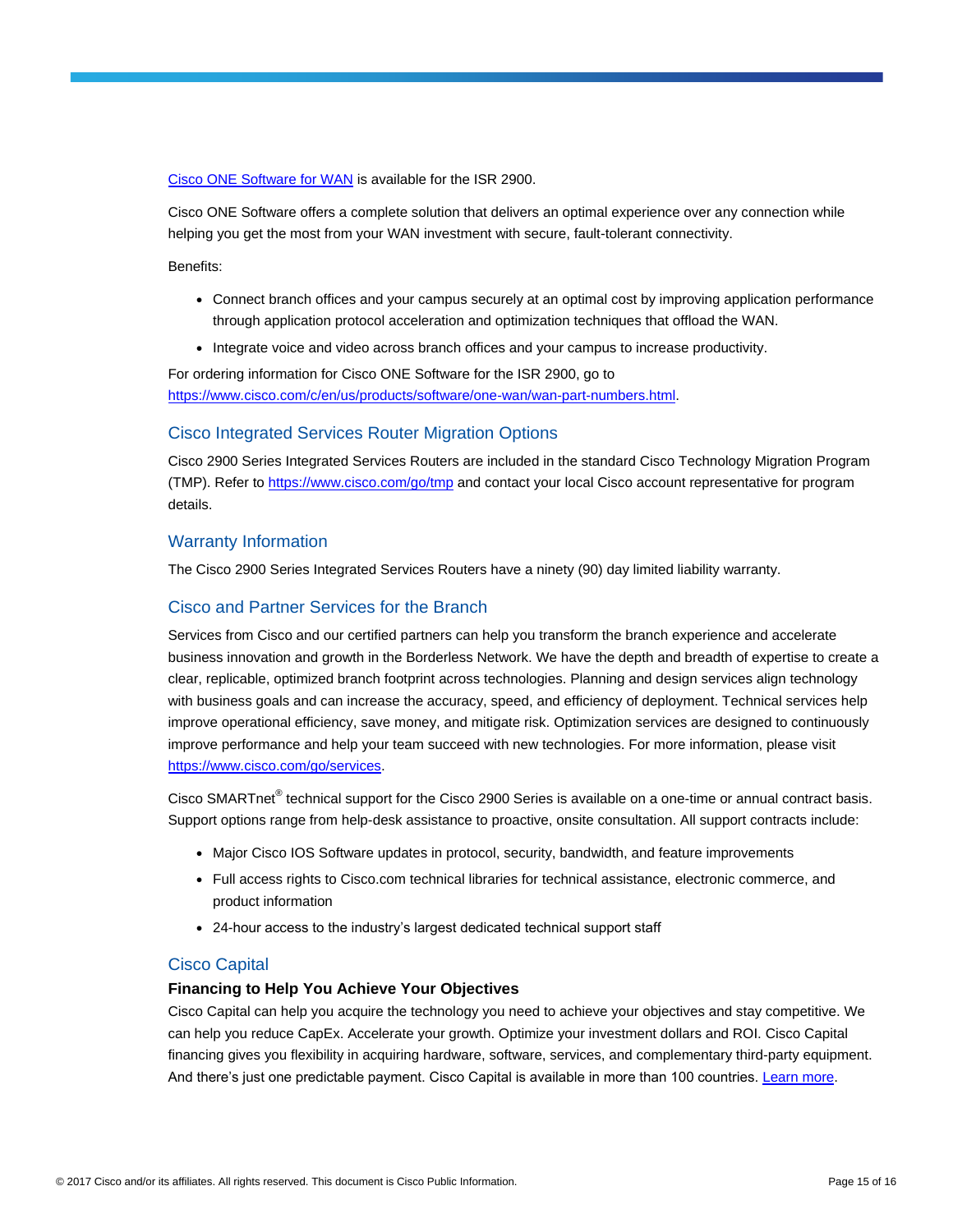[Cisco ONE Software for WAN]() is available for the ISR 2900.

Cisco ONE Software offers a complete solution that delivers an optimal experience over any connection while helping you get the most from your WAN investment with secure, fault-tolerant connectivity.

Benefits:

- Connect branch offices and your campus securely at an optimal cost by improving application performance through application protocol acceleration and optimization techniques that offload the WAN.
- Integrate voice and video across branch offices and your campus to increase productivity.

For ordering information for Cisco ONE Software for the ISR 2900, go to [https://www.cisco.com/c/en/us/products/software/one-wan/wan-part-numbers.html](https://www.cisco.com/c/en/us/products/software/one-wan/wan-part-numbers.html).

## Cisco Integrated Services Router Migration Options

Cisco 2900 Series Integrated Services Routers are included in the standard Cisco Technology Migration Program (TMP). Refer to [https://www.cisco.com/go/tmp](https://www.cisco.com/go/tmp) and contact your local Cisco account representative for program details.

## Warranty Information

The Cisco 2900 Series Integrated Services Routers have a ninety (90) day limited liability warranty.

## Cisco and Partner Services for the Branch

Services from Cisco and our certified partners can help you transform the branch experience and accelerate business innovation and growth in the Borderless Network. We have the depth and breadth of expertise to create a clear, replicable, optimized branch footprint across technologies. Planning and design services align technology with business goals and can increase the accuracy, speed, and efficiency of deployment. Technical services help improve operational efficiency, save money, and mitigate risk. Optimization services are designed to continuously improve performance and help your team succeed with new technologies. For more information, please visit [https://www.cisco.com/go/services](https://www.cisco.com/go/services).

Cisco SMARTnet® technical support for the Cisco 2900 Series is available on a one-time or annual contract basis. Support options range from help-desk assistance to proactive, onsite consultation. All support contracts include:

- Major Cisco IOS Software updates in protocol, security, bandwidth, and feature improvements
- Full access rights to Cisco.com technical libraries for technical assistance, electronic commerce, and product information
- 24-hour access to the industry's largest dedicated technical support staff

## Cisco Capital

### Financing to Help You Achieve Your Objectives

Cisco Capital can help you acquire the technology you need to achieve your objectives and stay competitive. We can help you reduce CapEx. Accelerate your growth. Optimize your investment dollars and ROI. Cisco Capital financing gives you flexibility in acquiring hardware, software, services, and complementary third-party equipment. And there's just one predictable payment. Cisco Capital is available in more than 100 countries. [Learn more]().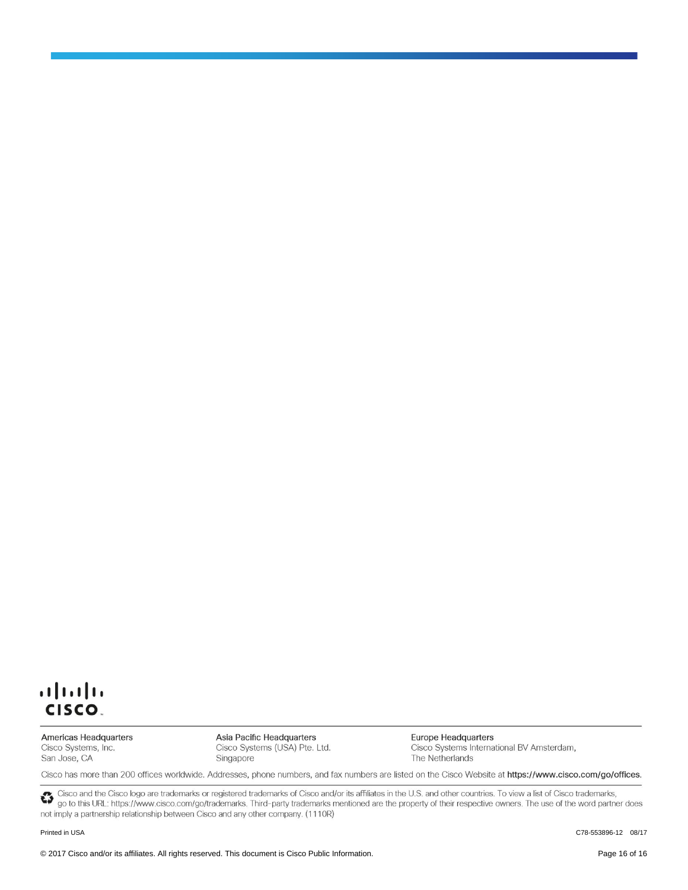Americas Headquarters
Cisco Systems, Inc.
San Jose, CA

Asia Pacific Headquarters
Cisco Systems (USA) Pte. Ltd.
Singapore

Europe Headquarters
Cisco Systems International BV Amsterdam,
The Netherlands

Cisco has more than 200 offices worldwide. Addresses, phone numbers, and fax numbers are listed on the Cisco Website at **https://www.cisco.com/go/offices.**

Cisco and the Cisco logo are trademarks or registered trademarks of Cisco and/or its affiliates in the U.S. and other countries. To view a list of Cisco trademarks, go to this URL: https://www.cisco.com/go/trademarks. Third-party trademarks mentioned are the property of their respective owners. The use of the word partner does not imply a partnership relationship between Cisco and any other company. (1110R)

Printed in USA

C78-553896-12 08/17

© 2017 Cisco and/or its affiliates. All rights reserved. This document is Cisco Public Information.